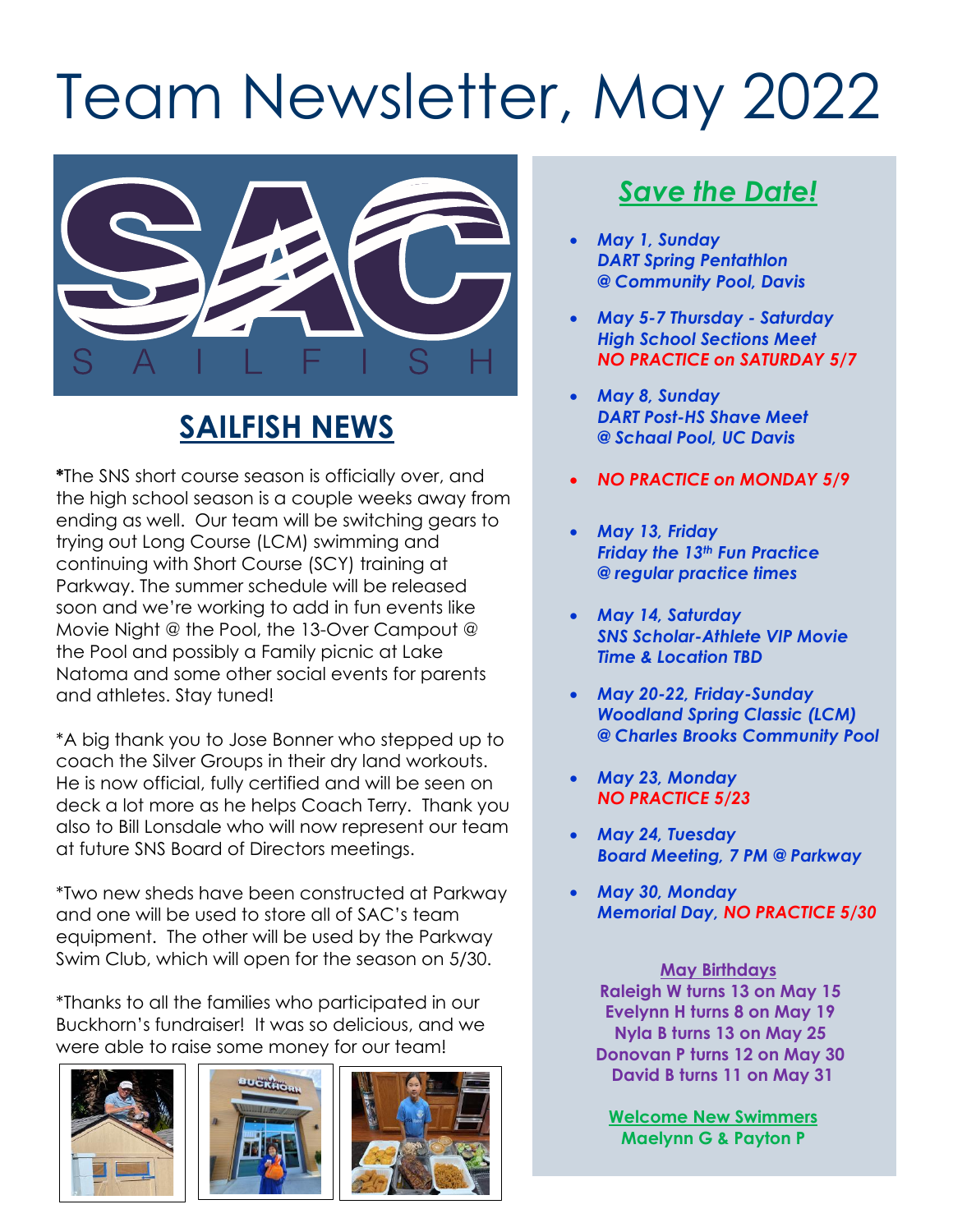# Team Newsletter, May 2022

## SAILFISH NEWS

*The SNS short course season is officially over, and the high school season is a couple weeks away from ending as well. Our team will be switching gears to trying out Long Course (LCM) swimming and continuing with Short Course (SCY) training at Parkway. The summer schedule will be released soon and we're working to add in fun events like Movie Night @ the Pool, the 13-Over Campout @ the Pool and possibly a Family picnic at Lake Natoma and some other social events for parents and athletes. Stay tuned!

*A big thank you to Jose Bonner who stepped up to coach the Silver Groups in their dry land workouts. He is now official, fully certified and will be seen on deck a lot more as he helps Coach Terry. Thank you also to Bill Lonsdale who will now represent our team at future SNS Board of Directors meetings.

*Two new sheds have been constructed at Parkway and one will be used to store all of SAC's team equipment. The other will be used by the Parkway Swim Club, which will open for the season on 5/30.

*Thanks to all the families who participated in our Buckhorn's fundraiser! It was so delicious, and we were able to raise some money for our team!

## Save the Date!

- ***May 1, Sunday***
  ***DART Spring Pentathlon***
  ***@ Community Pool, Davis***
- ***May 5-7 Thursday - Saturday***
  ***High School Sections Meet***
  ***NO PRACTICE on SATURDAY 5/7***
- ***May 8, Sunday***
  ***DART Post-HS Shave Meet***
  ***@ Schaal Pool, UC Davis***
- ***NO PRACTICE on MONDAY 5/9***
- ***May 13, Friday***
  ***Friday the 13th Fun Practice***
  ***@ regular practice times***
- ***May 14, Saturday***
  ***SNS Scholar-Athlete VIP Movie***
  ***Time & Location TBD***
- ***May 20-22, Friday-Sunday***
  ***Woodland Spring Classic (LCM)***
  ***@ Charles Brooks Community Pool***
- ***May 23, Monday***
  ***NO PRACTICE 5/23***
- ***May 24, Tuesday***
  ***Board Meeting, 7 PM @ Parkway***
- ***May 30, Monday***
  ***Memorial Day, NO PRACTICE 5/30***

**May Birthdays**
**Raleigh W turns 13 on May 15**
**Evelynn H turns 8 on May 19**
**Nyla B turns 13 on May 25**
**Donovan P turns 12 on May 30**
**David B turns 11 on May 31**

**Welcome New Swimmers**
**Maelynn G & Payton P**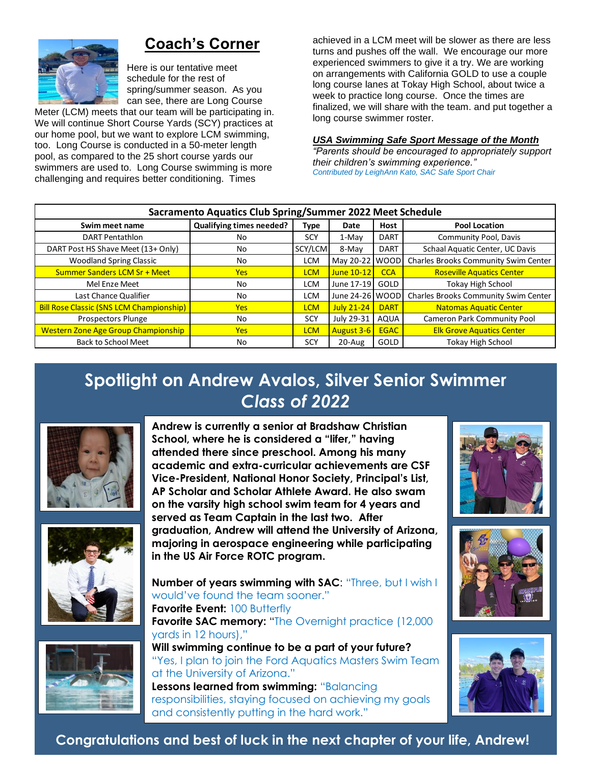## Coach's Corner

Here is our tentative meet schedule for the rest of spring/summer season. As you can see, there are Long Course Meter (LCM) meets that our team will be participating in. We will continue Short Course Yards (SCY) practices at our home pool, but we want to explore LCM swimming, too. Long Course is conducted in a 50-meter length pool, as compared to the 25 short course yards our swimmers are used to. Long Course swimming is more challenging and requires better conditioning. Times achieved in a LCM meet will be slower as there are less turns and pushes off the wall. We encourage our more experienced swimmers to give it a try. We are working on arrangements with California GOLD to use a couple long course lanes at Tokay High School, about twice a week to practice long course. Once the times are finalized, we will share with the team. and put together a long course swimmer roster.

***USA Swimming Safe Sport Message of the Month***

*"Parents should be encouraged to appropriately support their children's swimming experience."*

*Contributed by LeighAnn Kato, SAC Safe Sport Chair*

**Sacramento Aquatics Club Spring/Summer 2022 Meet Schedule**

| Swim meet name | Qualifying times needed? | Type | Date | Host | Pool Location |
|---|---|---|---|---|---|
| DART Pentathlon | No | SCY | 1-May | DART | Community Pool, Davis |
| DART Post HS Shave Meet (13+ Only) | No | SCY/LCM | 8-May | DART | Schaal Aquatic Center, UC Davis |
| Woodland Spring Classic | No | LCM | May 20-22 | WOOD | Charles Brooks Community Swim Center |
| Summer Sanders LCM Sr + Meet | Yes | LCM | June 10-12 | CCA | Roseville Aquatics Center |
| Mel Enze Meet | No | LCM | June 17-19 | GOLD | Tokay High School |
| Last Chance Qualifier | No | LCM | June 24-26 | WOOD | Charles Brooks Community Swim Center |
| Bill Rose Classic (SNS LCM Championship) | Yes | LCM | July 21-24 | DART | Natomas Aquatic Center |
| Prospectors Plunge | No | SCY | July 29-31 | AQUA | Cameron Park Community Pool |
| Western Zone Age Group Championship | Yes | LCM | August 3-6 | EGAC | Elk Grove Aquatics Center |
| Back to School Meet | No | SCY | 20-Aug | GOLD | Tokay High School |

## Spotlight on Andrew Avalos, Silver Senior Swimmer *Class of 2022*

**Andrew is currently a senior at Bradshaw Christian School, where he is considered a "lifer," having attended there since preschool. Among his many academic and extra-curricular achievements are CSF Vice-President, National Honor Society, Principal's List, AP Scholar and Scholar Athlete Award. He also swam on the varsity high school swim team for 4 years and served as Team Captain in the last two. After graduation, Andrew will attend the University of Arizona, majoring in aerospace engineering while participating in the US Air Force ROTC program.**

**Number of years swimming with SAC**: "Three, but I wish I would've found the team sooner."

**Favorite Event:** 100 Butterfly

**Favorite SAC memory:** "The Overnight practice (12,000 yards in 12 hours),"

**Will swimming continue to be a part of your future?** "Yes, I plan to join the Ford Aquatics Masters Swim Team at the University of Arizona."

**Lessons learned from swimming:** "Balancing responsibilities, staying focused on achieving my goals and consistently putting in the hard work."

**Congratulations and best of luck in the next chapter of your life, Andrew!**